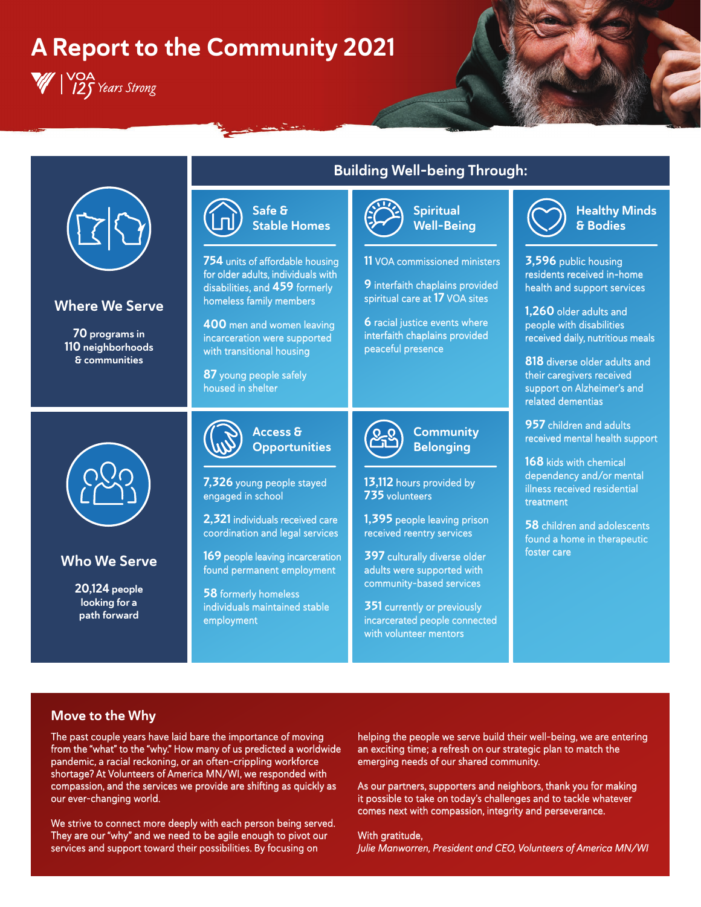# A Report to the Community 2021

VOA 125 Years Strong

## Where We Serve

**70** programs in **110** neighborhoods & communities

## Who We Serve

**20,124** people looking for a path forward

## Building Well-being Through:

### Safe & Stable Homes

**754** units of affordable housing for older adults, individuals with disabilities, and **459** formerly homeless family members

**400** men and women leaving incarceration were supported with transitional housing

**87** young people safely housed in shelter

### Spiritual Well-Being

**11** VOA commissioned ministers

**9** interfaith chaplains provided spiritual care at **17** VOA sites

**6** racial justice events where interfaith chaplains provided peaceful presence

### Healthy Minds & Bodies

**3,596** public housing residents received in-home health and support services

**1,260** older adults and people with disabilities received daily, nutritious meals

**818** diverse older adults and their caregivers received support on Alzheimer's and related dementias

**957** children and adults received mental health support

**168** kids with chemical dependency and/or mental illness received residential treatment

**58** children and adolescents found a home in therapeutic foster care

### Access & Opportunities

**7,326** young people stayed engaged in school

**2,321** individuals received care coordination and legal services

**169** people leaving incarceration found permanent employment

**58** formerly homeless individuals maintained stable employment

### Community Belonging

**13,112** hours provided by **735** volunteers

**1,395** people leaving prison received reentry services

**397** culturally diverse older adults were supported with community-based services

**351** currently or previously incarcerated people connected with volunteer mentors

## Move to the Why

The past couple years have laid bare the importance of moving from the "what" to the "why." How many of us predicted a worldwide pandemic, a racial reckoning, or an often-crippling workforce shortage? At Volunteers of America MN/WI, we responded with compassion, and the services we provide are shifting as quickly as our ever-changing world.

We strive to connect more deeply with each person being served. They are our "why" and we need to be agile enough to pivot our services and support toward their possibilities. By focusing on helping the people we serve build their well-being, we are entering an exciting time; a refresh on our strategic plan to match the emerging needs of our shared community.

As our partners, supporters and neighbors, thank you for making it possible to take on today's challenges and to tackle whatever comes next with compassion, integrity and perseverance.

With gratitude,

*Julie Manworren, President and CEO, Volunteers of America MN/WI*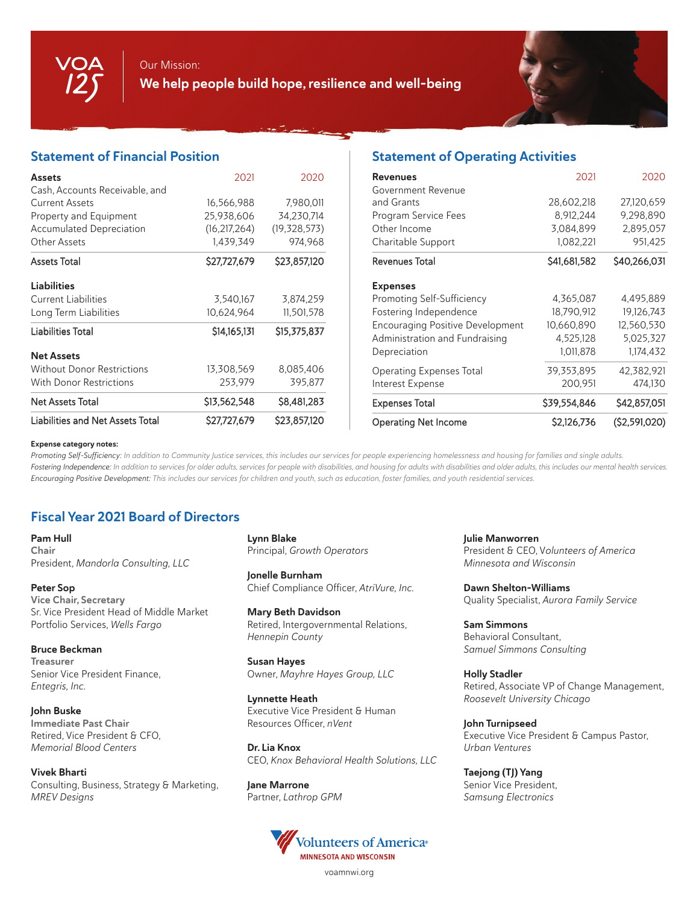VOA 125

Our Mission:

**We help people build hope, resilience and well-being**

## Statement of Financial Position

| **Assets** | 2021 | 2020 |
|---|---|---|
| Cash, Accounts Receivable, and Current Assets | 16,566,988 | 7,980,011 |
| Property and Equipment | 25,938,606 | 34,230,714 |
| Accumulated Depreciation | (16,217,264) | (19,328,573) |
| Other Assets | 1,439,349 | 974,968 |
| Assets Total | $27,727,679 | $23,857,120 |
| **Liabilities** | | |
| Current Liabilities | 3,540,167 | 3,874,259 |
| Long Term Liabilities | 10,624,964 | 11,501,578 |
| Liabilities Total | $14,165,131 | $15,375,837 |
| **Net Assets** | | |
| Without Donor Restrictions | 13,308,569 | 8,085,406 |
| With Donor Restrictions | 253,979 | 395,877 |
| Net Assets Total | $13,562,548 | $8,481,283 |
| Liabilities and Net Assets Total | $27,727,679 | $23,857,120 |

## Statement of Operating Activities

| **Revenues** | 2021 | 2020 |
|---|---|---|
| Government Revenue and Grants | 28,602,218 | 27,120,659 |
| Program Service Fees | 8,912,244 | 9,298,890 |
| Other Income | 3,084,899 | 2,895,057 |
| Charitable Support | 1,082,221 | 951,425 |
| Revenues Total | $41,681,582 | $40,266,031 |
| **Expenses** | | |
| Promoting Self-Sufficiency | 4,365,087 | 4,495,889 |
| Fostering Independence | 18,790,912 | 19,126,743 |
| Encouraging Positive Development | 10,660,890 | 12,560,530 |
| Administration and Fundraising | 4,525,128 | 5,025,327 |
| Depreciation | 1,011,878 | 1,174,432 |
| Operating Expenses Total | 39,353,895 | 42,382,921 |
| Interest Expense | 200,951 | 474,130 |
| Expenses Total | $39,554,846 | $42,857,051 |
| Operating Net Income | $2,126,736 | ($2,591,020) |

**Expense category notes:**

*Promoting Self-Sufficiency: In addition to Community Justice services, this includes our services for people experiencing homelessness and housing for families and single adults.*

*Fostering Independence: In addition to services for older adults, services for people with disabilities, and housing for adults with disabilities and older adults, this includes our mental health services.*

*Encouraging Positive Development: This includes our services for children and youth, such as education, foster families, and youth residential services.*

## Fiscal Year 2021 Board of Directors

**Pam Hull**
Chair
President, *Mandorla Consulting, LLC*

**Peter Sop**
Vice Chair, Secretary
Sr. Vice President Head of Middle Market Portfolio Services, *Wells Fargo*

**Bruce Beckman**
Treasurer
Senior Vice President Finance, *Entegris, Inc.*

**John Buske**
Immediate Past Chair
Retired, Vice President & CFO, *Memorial Blood Centers*

**Vivek Bharti**
Consulting, Business, Strategy & Marketing, *MREV Designs*

**Lynn Blake**
Principal, *Growth Operators*

**Jonelle Burnham**
Chief Compliance Officer, *AtriVure, Inc.*

**Mary Beth Davidson**
Retired, Intergovernmental Relations, *Hennepin County*

**Susan Hayes**
Owner, *Mayhre Hayes Group, LLC*

**Lynnette Heath**
Executive Vice President & Human Resources Officer, *nVent*

**Dr. Lia Knox**
CEO, *Knox Behavioral Health Solutions, LLC*

**Jane Marrone**
Partner, *Lathrop GPM*

**Julie Manworren**
President & CEO, *Volunteers of America Minnesota and Wisconsin*

**Dawn Shelton-Williams**
Quality Specialist, *Aurora Family Service*

**Sam Simmons**
Behavioral Consultant, *Samuel Simmons Consulting*

**Holly Stadler**
Retired, Associate VP of Change Management, *Roosevelt University Chicago*

**John Turnipseed**
Executive Vice President & Campus Pastor, *Urban Ventures*

**Taejong (TJ) Yang**
Senior Vice President, *Samsung Electronics*

Volunteers of America®
MINNESOTA AND WISCONSIN

voamnwi.org